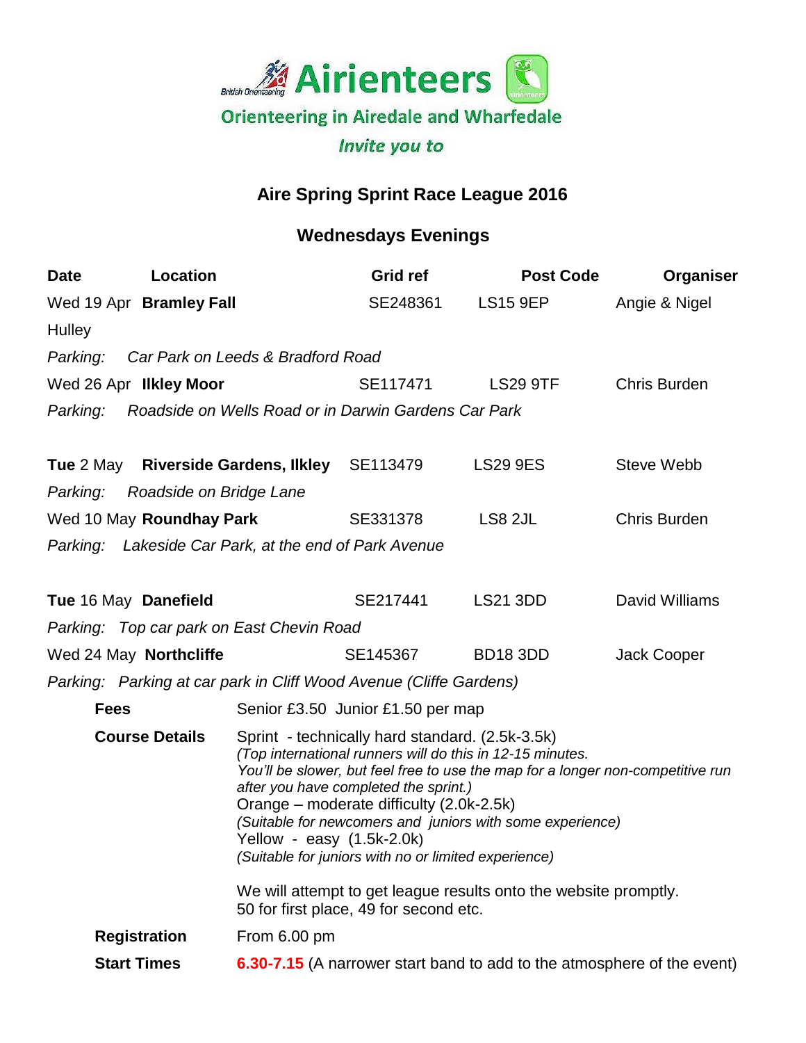Airienteers

Orienteering in Airedale and Wharfedale

*Invite you to*

## Aire Spring Sprint Race League 2016

## Wednesdays Evenings

| Date | Location | Grid ref | Post Code | Organiser |
|---|---|---|---|---|
| Wed 19 Apr | **Bramley Fall** | SE248361 | LS15 9EP | Angie & Nigel Hulley |
| *Parking:* | *Car Park on Leeds & Bradford Road* | | | |
| Wed 26 Apr | **Ilkley Moor** | SE117471 | LS29 9TF | Chris Burden |
| *Parking:* | *Roadside on Wells Road or in Darwin Gardens Car Park* | | | |
| **Tue** 2 May | **Riverside Gardens, Ilkley** | SE113479 | LS29 9ES | Steve Webb |
| *Parking:* | *Roadside on Bridge Lane* | | | |
| Wed 10 May | **Roundhay Park** | SE331378 | LS8 2JL | Chris Burden |
| *Parking:* | *Lakeside Car Park, at the end of Park Avenue* | | | |
| **Tue** 16 May | **Danefield** | SE217441 | LS21 3DD | David Williams |
| *Parking:* | *Top car park on East Chevin Road* | | | |
| Wed 24 May | **Northcliffe** | SE145367 | BD18 3DD | Jack Cooper |
| *Parking:* | *Parking at car park in Cliff Wood Avenue (Cliffe Gardens)* | | | |

**Fees** Senior £3.50 Junior £1.50 per map

**Course Details**

Sprint - technically hard standard. (2.5k-3.5k)
*(Top international runners will do this in 12-15 minutes. You'll be slower, but feel free to use the map for a longer non-competitive run after you have completed the sprint.)*

Orange – moderate difficulty (2.0k-2.5k)
*(Suitable for newcomers and juniors with some experience)*

Yellow - easy (1.5k-2.0k)
*(Suitable for juniors with no or limited experience)*

We will attempt to get league results onto the website promptly.
50 for first place, 49 for second etc.

**Registration** From 6.00 pm

**Start Times** 6.30-7.15 (A narrower start band to add to the atmosphere of the event)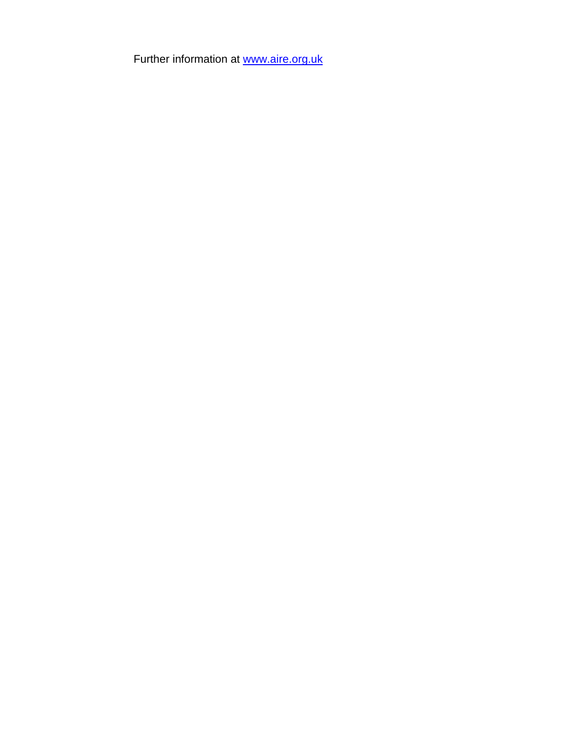Further information at [www.aire.org.uk](http://www.aire.org.uk)